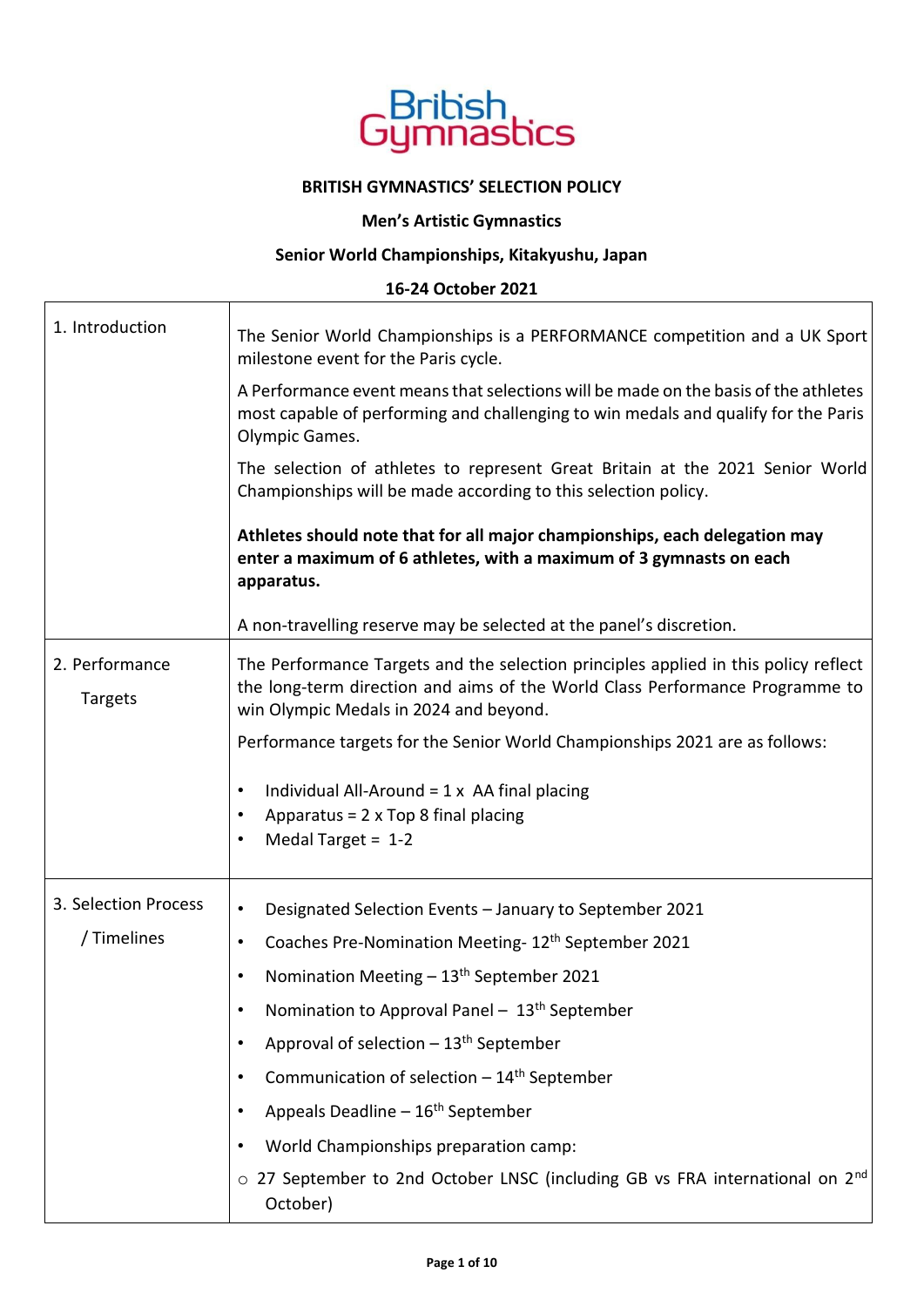British Gymnastics

**BRITISH GYMNASTICS' SELECTION POLICY**

**Men's Artistic Gymnastics**

**Senior World Championships, Kitakyushu, Japan**

**16-24 October 2021**

| | |
|---|---|
| 1. Introduction | The Senior World Championships is a PERFORMANCE competition and a UK Sport milestone event for the Paris cycle.<br><br>A Performance event means that selections will be made on the basis of the athletes most capable of performing and challenging to win medals and qualify for the Paris Olympic Games.<br><br>The selection of athletes to represent Great Britain at the 2021 Senior World Championships will be made according to this selection policy.<br><br>**Athletes should note that for all major championships, each delegation may enter a maximum of 6 athletes, with a maximum of 3 gymnasts on each apparatus.**<br><br>A non-travelling reserve may be selected at the panel's discretion. |
| 2. Performance Targets | The Performance Targets and the selection principles applied in this policy reflect the long-term direction and aims of the World Class Performance Programme to win Olympic Medals in 2024 and beyond.<br><br>Performance targets for the Senior World Championships 2021 are as follows:<br><br>• Individual All-Around = 1 x AA final placing<br>• Apparatus = 2 x Top 8 final placing<br>• Medal Target = 1-2 |
| 3. Selection Process / Timelines | • Designated Selection Events – January to September 2021<br>• Coaches Pre-Nomination Meeting- 12th September 2021<br>• Nomination Meeting – 13th September 2021<br>• Nomination to Approval Panel – 13th September<br>• Approval of selection – 13th September<br>• Communication of selection – 14th September<br>• Appeals Deadline – 16th September<br>• World Championships preparation camp:<br>○ 27 September to 2nd October LNSC (including GB vs FRA international on 2nd October) |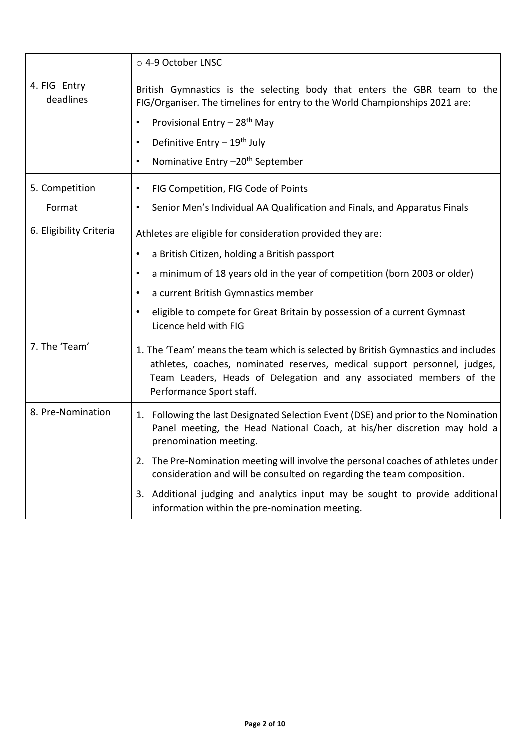| | |
|---|---|
| | ○ 4-9 October LNSC |
| 4. FIG Entry deadlines | British Gymnastics is the selecting body that enters the GBR team to the FIG/Organiser. The timelines for entry to the World Championships 2021 are:<br>• Provisional Entry – 28th May<br>• Definitive Entry – 19th July<br>• Nominative Entry –20th September |
| 5. Competition Format | • FIG Competition, FIG Code of Points<br>• Senior Men's Individual AA Qualification and Finals, and Apparatus Finals |
| 6. Eligibility Criteria | Athletes are eligible for consideration provided they are:<br>• a British Citizen, holding a British passport<br>• a minimum of 18 years old in the year of competition (born 2003 or older)<br>• a current British Gymnastics member<br>• eligible to compete for Great Britain by possession of a current Gymnast Licence held with FIG |
| 7. The 'Team' | 1. The 'Team' means the team which is selected by British Gymnastics and includes athletes, coaches, nominated reserves, medical support personnel, judges, Team Leaders, Heads of Delegation and any associated members of the Performance Sport staff. |
| 8. Pre-Nomination | 1. Following the last Designated Selection Event (DSE) and prior to the Nomination Panel meeting, the Head National Coach, at his/her discretion may hold a prenomination meeting.<br>2. The Pre-Nomination meeting will involve the personal coaches of athletes under consideration and will be consulted on regarding the team composition.<br>3. Additional judging and analytics input may be sought to provide additional information within the pre-nomination meeting. |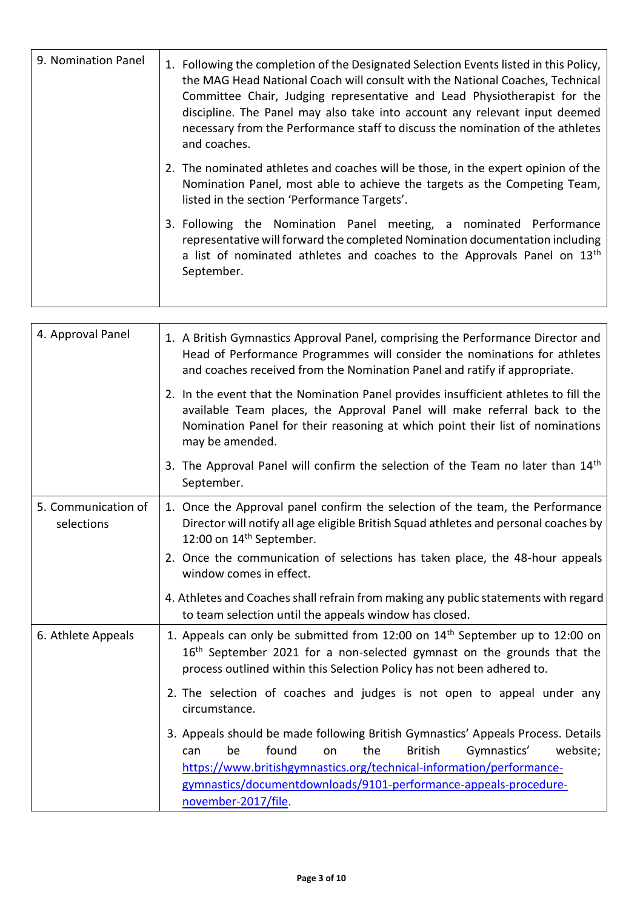| 9. Nomination Panel | 1. Following the completion of the Designated Selection Events listed in this Policy, the MAG Head National Coach will consult with the National Coaches, Technical Committee Chair, Judging representative and Lead Physiotherapist for the discipline. The Panel may also take into account any relevant input deemed necessary from the Performance staff to discuss the nomination of the athletes and coaches.<br><br>2. The nominated athletes and coaches will be those, in the expert opinion of the Nomination Panel, most able to achieve the targets as the Competing Team, listed in the section 'Performance Targets'.<br><br>3. Following the Nomination Panel meeting, a nominated Performance representative will forward the completed Nomination documentation including a list of nominated athletes and coaches to the Approvals Panel on 13th September. |
|---|---|

| 4. Approval Panel | 1. A British Gymnastics Approval Panel, comprising the Performance Director and Head of Performance Programmes will consider the nominations for athletes and coaches received from the Nomination Panel and ratify if appropriate.<br><br>2. In the event that the Nomination Panel provides insufficient athletes to fill the available Team places, the Approval Panel will make referral back to the Nomination Panel for their reasoning at which point their list of nominations may be amended.<br><br>3. The Approval Panel will confirm the selection of the Team no later than 14th September. |
|---|---|
| 5. Communication of selections | 1. Once the Approval panel confirm the selection of the team, the Performance Director will notify all age eligible British Squad athletes and personal coaches by 12:00 on 14th September.<br><br>2. Once the communication of selections has taken place, the 48-hour appeals window comes in effect.<br><br>4. Athletes and Coaches shall refrain from making any public statements with regard to team selection until the appeals window has closed. |
| 6. Athlete Appeals | 1. Appeals can only be submitted from 12:00 on 14th September up to 12:00 on 16th September 2021 for a non-selected gymnast on the grounds that the process outlined within this Selection Policy has not been adhered to.<br><br>2. The selection of coaches and judges is not open to appeal under any circumstance.<br><br>3. Appeals should be made following British Gymnastics' Appeals Process. Details can be found on the British Gymnastics' website; https://www.britishgymnastics.org/technical-information/performance-gymnastics/documentdownloads/9101-performance-appeals-procedure-november-2017/file. |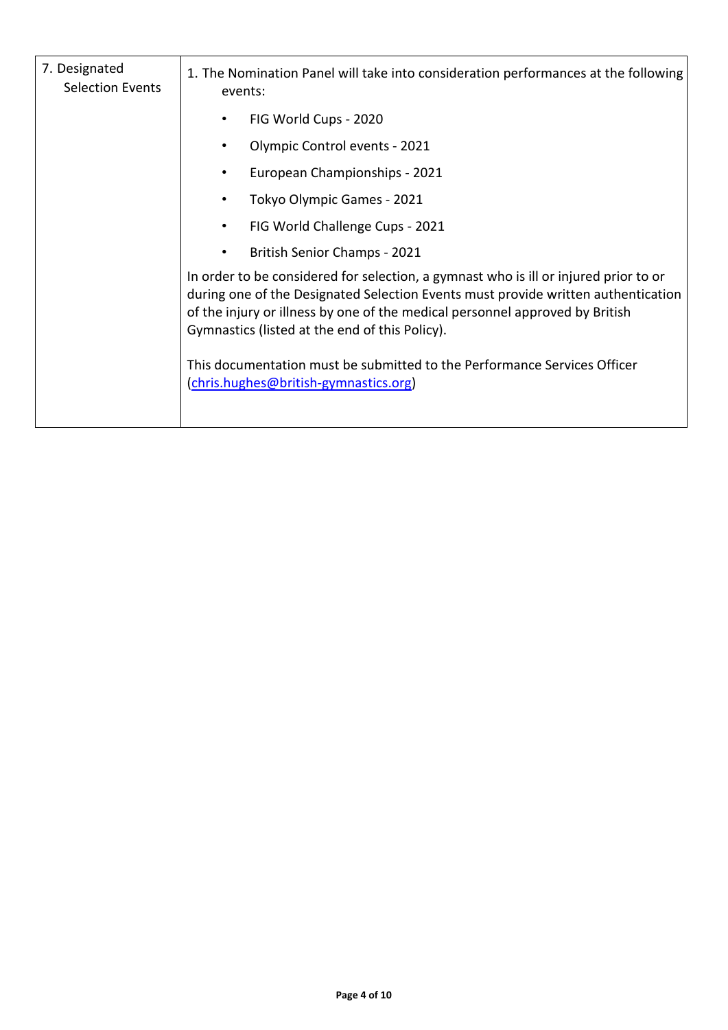| 7. Designated Selection Events | 1. The Nomination Panel will take into consideration performances at the following events:<br><br>• FIG World Cups - 2020<br>• Olympic Control events - 2021<br>• European Championships - 2021<br>• Tokyo Olympic Games - 2021<br>• FIG World Challenge Cups - 2021<br>• British Senior Champs - 2021<br><br>In order to be considered for selection, a gymnast who is ill or injured prior to or during one of the Designated Selection Events must provide written authentication of the injury or illness by one of the medical personnel approved by British Gymnastics (listed at the end of this Policy).<br><br>This documentation must be submitted to the Performance Services Officer (chris.hughes@british-gymnastics.org) |
|---|---|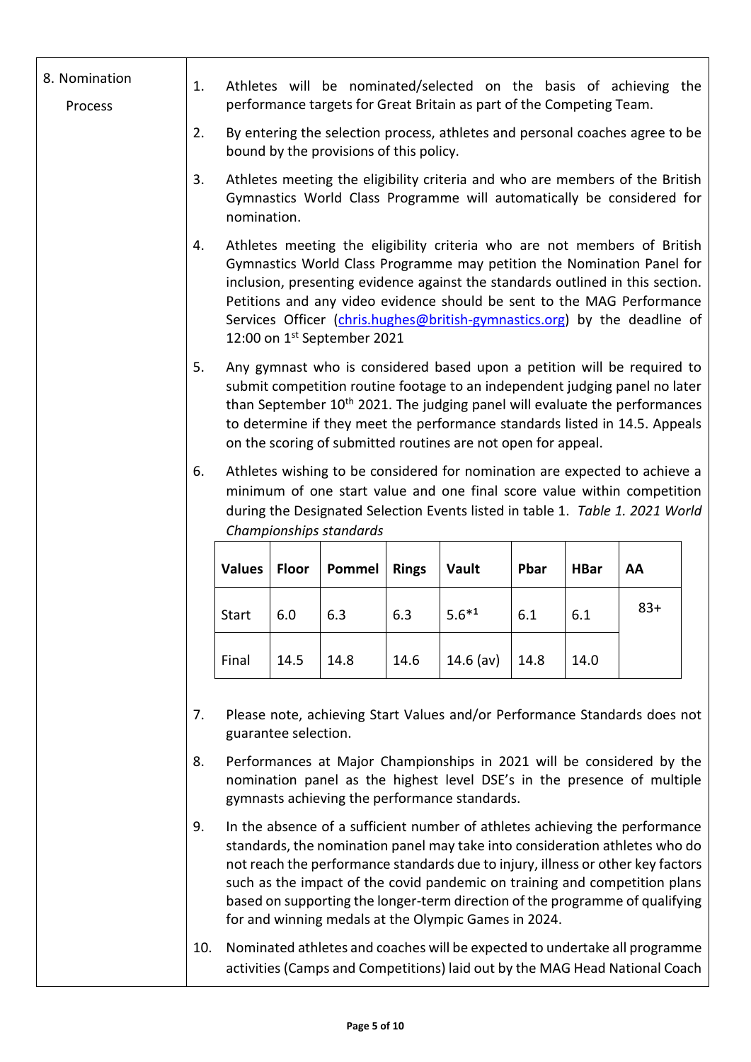## 8. Nomination Process

1. Athletes will be nominated/selected on the basis of achieving the performance targets for Great Britain as part of the Competing Team.
2. By entering the selection process, athletes and personal coaches agree to be bound by the provisions of this policy.
3. Athletes meeting the eligibility criteria and who are members of the British Gymnastics World Class Programme will automatically be considered for nomination.
4. Athletes meeting the eligibility criteria who are not members of British Gymnastics World Class Programme may petition the Nomination Panel for inclusion, presenting evidence against the standards outlined in this section. Petitions and any video evidence should be sent to the MAG Performance Services Officer ([chris.hughes@british-gymnastics.org](mailto:chris.hughes@british-gymnastics.org)) by the deadline of 12:00 on 1st September 2021
5. Any gymnast who is considered based upon a petition will be required to submit competition routine footage to an independent judging panel no later than September 10th 2021. The judging panel will evaluate the performances to determine if they meet the performance standards listed in 14.5. Appeals on the scoring of submitted routines are not open for appeal.
6. Athletes wishing to be considered for nomination are expected to achieve a minimum of one start value and one final score value within competition during the Designated Selection Events listed in table 1. *Table 1. 2021 World Championships standards*

| Values | Floor | Pommel | Rings | Vault | Pbar | HBar | AA |
|---|---|---|---|---|---|---|---|
| Start | 6.0 | 6.3 | 6.3 | 5.6*1 | 6.1 | 6.1 | 83+ |
| Final | 14.5 | 14.8 | 14.6 | 14.6 (av) | 14.8 | 14.0 | |

7. Please note, achieving Start Values and/or Performance Standards does not guarantee selection.
8. Performances at Major Championships in 2021 will be considered by the nomination panel as the highest level DSE's in the presence of multiple gymnasts achieving the performance standards.
9. In the absence of a sufficient number of athletes achieving the performance standards, the nomination panel may take into consideration athletes who do not reach the performance standards due to injury, illness or other key factors such as the impact of the covid pandemic on training and competition plans based on supporting the longer-term direction of the programme of qualifying for and winning medals at the Olympic Games in 2024.
10. Nominated athletes and coaches will be expected to undertake all programme activities (Camps and Competitions) laid out by the MAG Head National Coach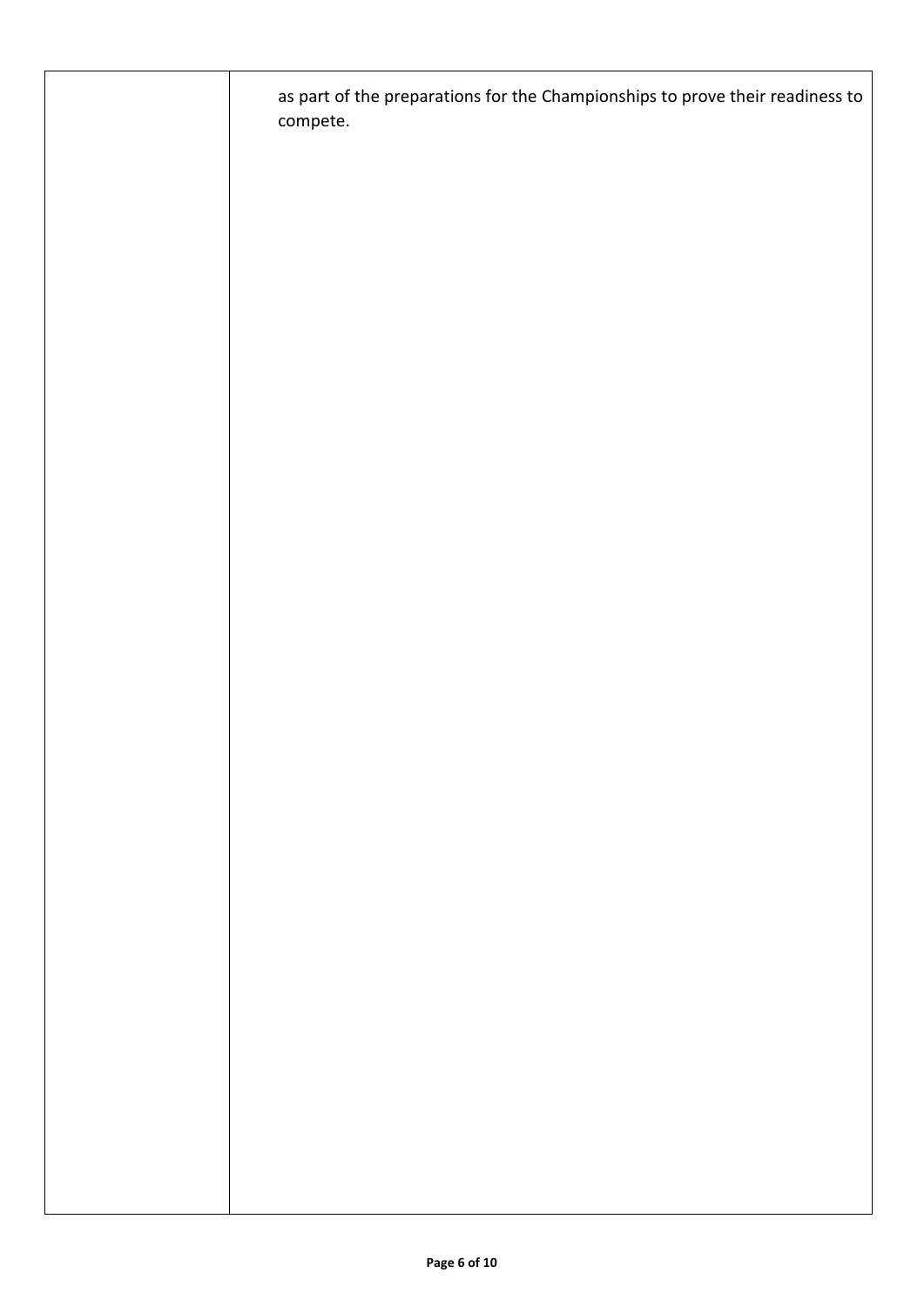|  |  |
|---|---|
|  | as part of the preparations for the Championships to prove their readiness to compete. |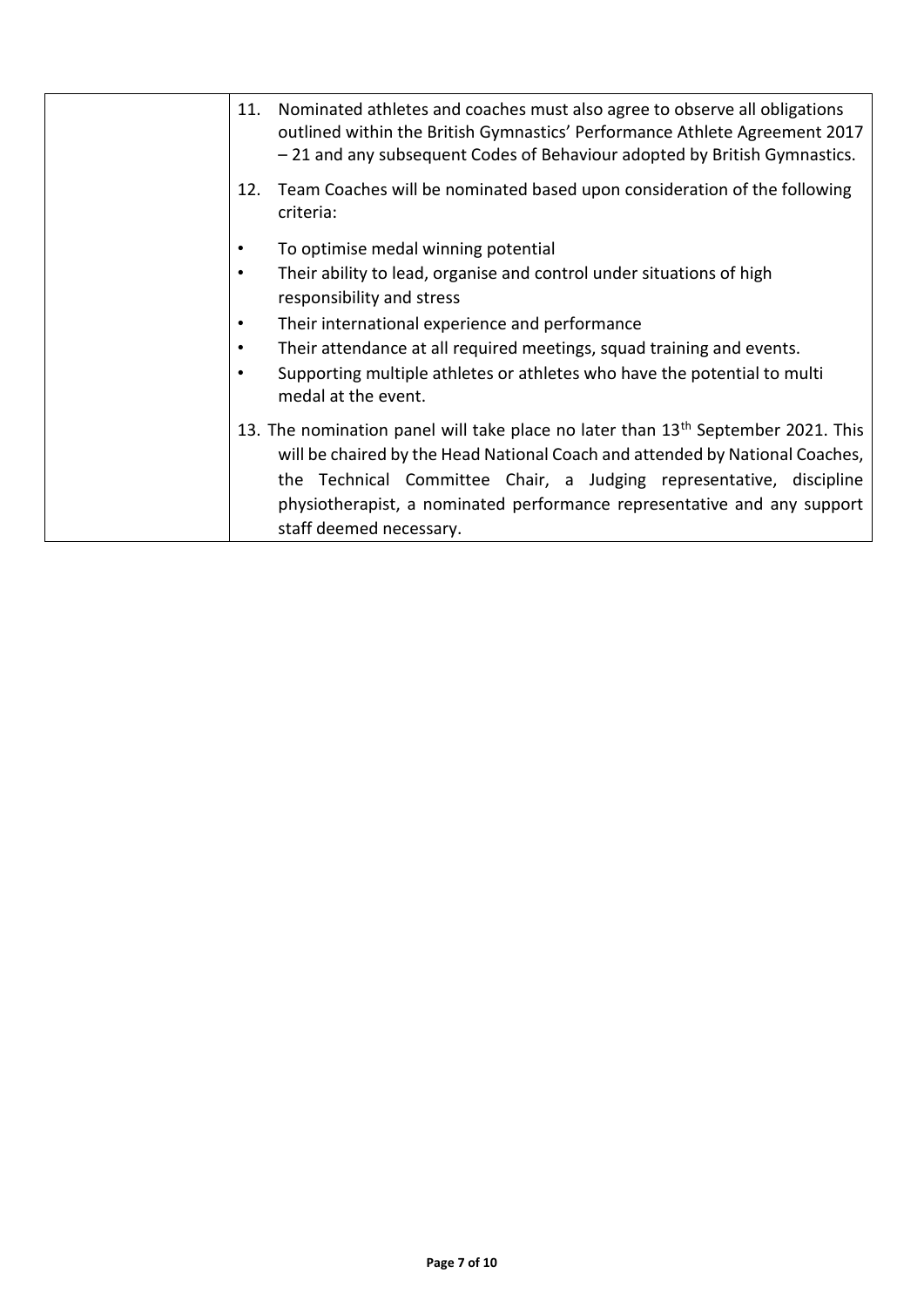| | |
|---|---|
| | 11. Nominated athletes and coaches must also agree to observe all obligations outlined within the British Gymnastics' Performance Athlete Agreement 2017 – 21 and any subsequent Codes of Behaviour adopted by British Gymnastics.<br><br>12. Team Coaches will be nominated based upon consideration of the following criteria:<br><br>• To optimise medal winning potential<br>• Their ability to lead, organise and control under situations of high responsibility and stress<br>• Their international experience and performance<br>• Their attendance at all required meetings, squad training and events.<br>• Supporting multiple athletes or athletes who have the potential to multi medal at the event.<br><br>13. The nomination panel will take place no later than 13th September 2021. This will be chaired by the Head National Coach and attended by National Coaches, the Technical Committee Chair, a Judging representative, discipline physiotherapist, a nominated performance representative and any support staff deemed necessary. |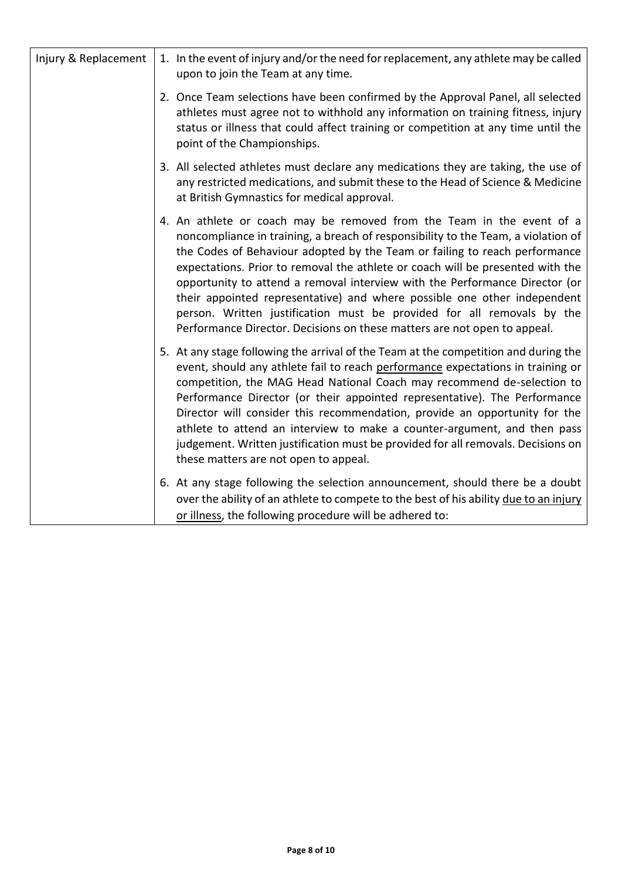| Injury & Replacement | 1. In the event of injury and/or the need for replacement, any athlete may be called upon to join the Team at any time.<br><br>2. Once Team selections have been confirmed by the Approval Panel, all selected athletes must agree not to withhold any information on training fitness, injury status or illness that could affect training or competition at any time until the point of the Championships.<br><br>3. All selected athletes must declare any medications they are taking, the use of any restricted medications, and submit these to the Head of Science & Medicine at British Gymnastics for medical approval.<br><br>4. An athlete or coach may be removed from the Team in the event of a noncompliance in training, a breach of responsibility to the Team, a violation of the Codes of Behaviour adopted by the Team or failing to reach performance expectations. Prior to removal the athlete or coach will be presented with the opportunity to attend a removal interview with the Performance Director (or their appointed representative) and where possible one other independent person. Written justification must be provided for all removals by the Performance Director. Decisions on these matters are not open to appeal.<br><br>5. At any stage following the arrival of the Team at the competition and during the event, should any athlete fail to reach <u>performance</u> expectations in training or competition, the MAG Head National Coach may recommend de-selection to Performance Director (or their appointed representative). The Performance Director will consider this recommendation, provide an opportunity for the athlete to attend an interview to make a counter-argument, and then pass judgement. Written justification must be provided for all removals. Decisions on these matters are not open to appeal.<br><br>6. At any stage following the selection announcement, should there be a doubt over the ability of an athlete to compete to the best of his ability <u>due to an injury or illness</u>, the following procedure will be adhered to: |
|---|---|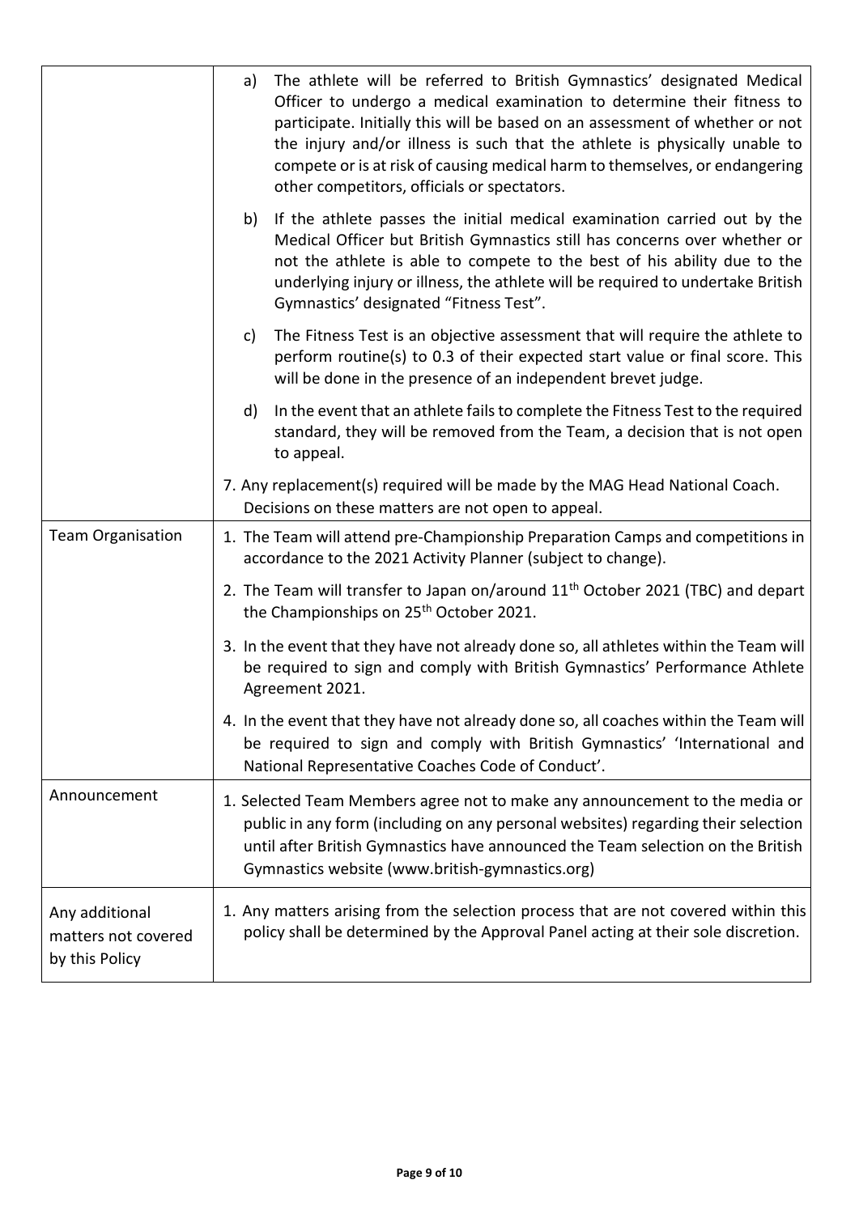| | |
|---|---|
| | a) The athlete will be referred to British Gymnastics' designated Medical Officer to undergo a medical examination to determine their fitness to participate. Initially this will be based on an assessment of whether or not the injury and/or illness is such that the athlete is physically unable to compete or is at risk of causing medical harm to themselves, or endangering other competitors, officials or spectators.<br><br>b) If the athlete passes the initial medical examination carried out by the Medical Officer but British Gymnastics still has concerns over whether or not the athlete is able to compete to the best of his ability due to the underlying injury or illness, the athlete will be required to undertake British Gymnastics' designated "Fitness Test".<br><br>c) The Fitness Test is an objective assessment that will require the athlete to perform routine(s) to 0.3 of their expected start value or final score. This will be done in the presence of an independent brevet judge.<br><br>d) In the event that an athlete fails to complete the Fitness Test to the required standard, they will be removed from the Team, a decision that is not open to appeal.<br><br>7. Any replacement(s) required will be made by the MAG Head National Coach. Decisions on these matters are not open to appeal. |
| Team Organisation | 1. The Team will attend pre-Championship Preparation Camps and competitions in accordance to the 2021 Activity Planner (subject to change).<br><br>2. The Team will transfer to Japan on/around 11th October 2021 (TBC) and depart the Championships on 25th October 2021.<br><br>3. In the event that they have not already done so, all athletes within the Team will be required to sign and comply with British Gymnastics' Performance Athlete Agreement 2021.<br><br>4. In the event that they have not already done so, all coaches within the Team will be required to sign and comply with British Gymnastics' 'International and National Representative Coaches Code of Conduct'. |
| Announcement | 1. Selected Team Members agree not to make any announcement to the media or public in any form (including on any personal websites) regarding their selection until after British Gymnastics have announced the Team selection on the British Gymnastics website (www.british-gymnastics.org) |
| Any additional matters not covered by this Policy | 1. Any matters arising from the selection process that are not covered within this policy shall be determined by the Approval Panel acting at their sole discretion. |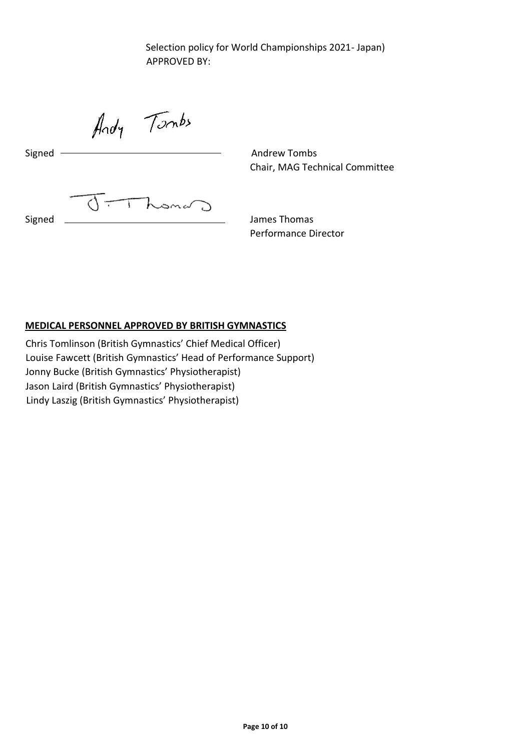Selection policy for World Championships 2021- Japan)
APPROVED BY:

Signed ______________________ Andrew Tombs
Chair, MAG Technical Committee

Signed ______________________ James Thomas
Performance Director

**MEDICAL PERSONNEL APPROVED BY BRITISH GYMNASTICS**

Chris Tomlinson (British Gymnastics' Chief Medical Officer)
Louise Fawcett (British Gymnastics' Head of Performance Support)
Jonny Bucke (British Gymnastics' Physiotherapist)
Jason Laird (British Gymnastics' Physiotherapist)
Lindy Laszig (British Gymnastics' Physiotherapist)